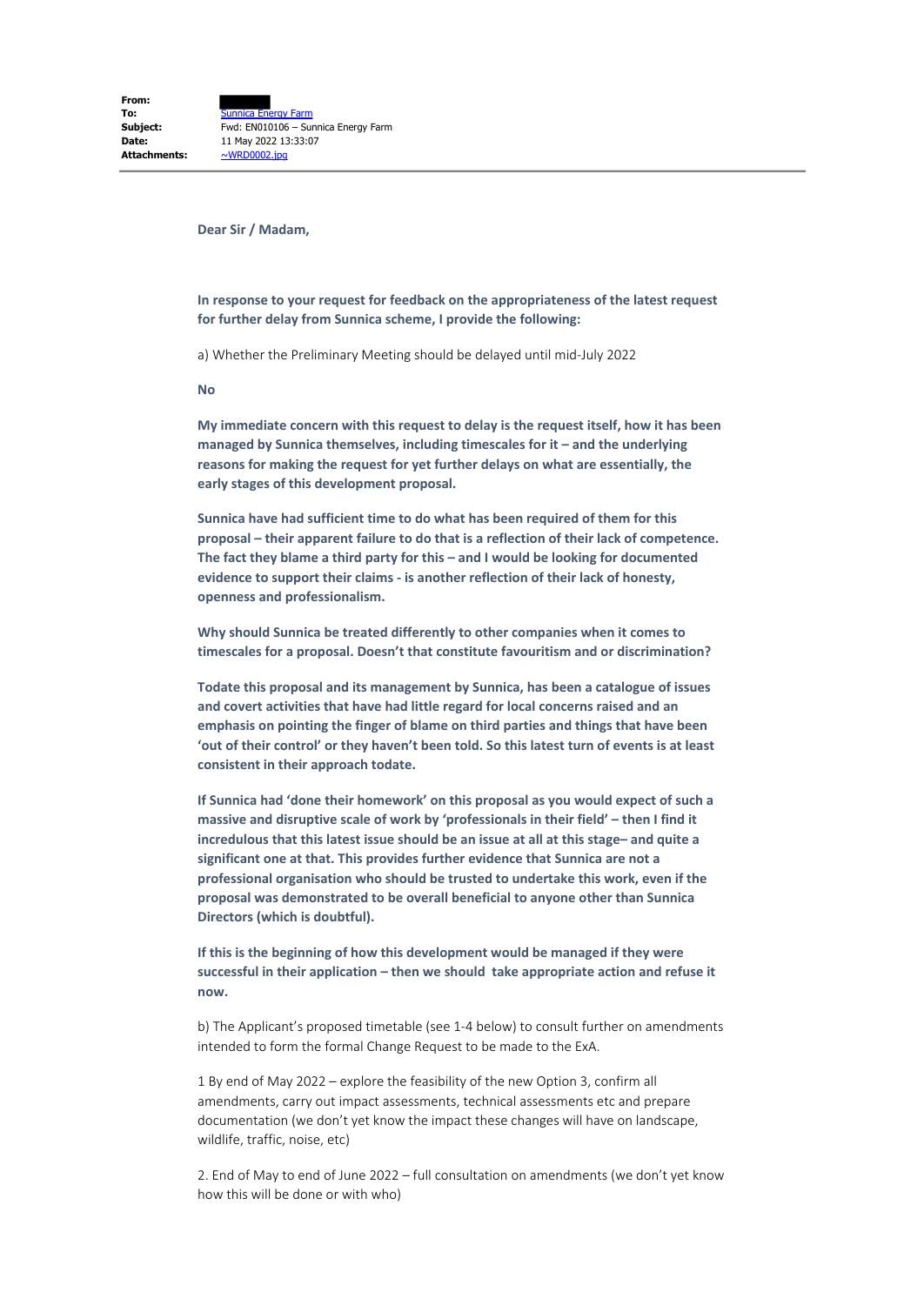**From:** 
**To:** Sunnica Energy Farm
**Subject:** Fwd: EN010106 – Sunnica Energy Farm
**Date:** 11 May 2022 13:33:07
**Attachments:** ~WRD0002.jpg

---

**Dear Sir / Madam,**

**In response to your request for feedback on the appropriateness of the latest request for further delay from Sunnica scheme, I provide the following:**

a) Whether the Preliminary Meeting should be delayed until mid-July 2022

**No**

**My immediate concern with this request to delay is the request itself, how it has been managed by Sunnica themselves, including timescales for it – and the underlying reasons for making the request for yet further delays on what are essentially, the early stages of this development proposal.**

**Sunnica have had sufficient time to do what has been required of them for this proposal – their apparent failure to do that is a reflection of their lack of competence. The fact they blame a third party for this – and I would be looking for documented evidence to support their claims - is another reflection of their lack of honesty, openness and professionalism.**

**Why should Sunnica be treated differently to other companies when it comes to timescales for a proposal. Doesn't that constitute favouritism and or discrimination?**

**Todate this proposal and its management by Sunnica, has been a catalogue of issues and covert activities that have had little regard for local concerns raised and an emphasis on pointing the finger of blame on third parties and things that have been 'out of their control' or they haven't been told. So this latest turn of events is at least consistent in their approach todate.**

**If Sunnica had 'done their homework' on this proposal as you would expect of such a massive and disruptive scale of work by 'professionals in their field' – then I find it incredulous that this latest issue should be an issue at all at this stage– and quite a significant one at that. This provides further evidence that Sunnica are not a professional organisation who should be trusted to undertake this work, even if the proposal was demonstrated to be overall beneficial to anyone other than Sunnica Directors (which is doubtful).**

**If this is the beginning of how this development would be managed if they were successful in their application – then we should take appropriate action and refuse it now.**

b) The Applicant's proposed timetable (see 1-4 below) to consult further on amendments intended to form the formal Change Request to be made to the ExA.

1 By end of May 2022 – explore the feasibility of the new Option 3, confirm all amendments, carry out impact assessments, technical assessments etc and prepare documentation (we don't yet know the impact these changes will have on landscape, wildlife, traffic, noise, etc)

2. End of May to end of June 2022 – full consultation on amendments (we don't yet know how this will be done or with who)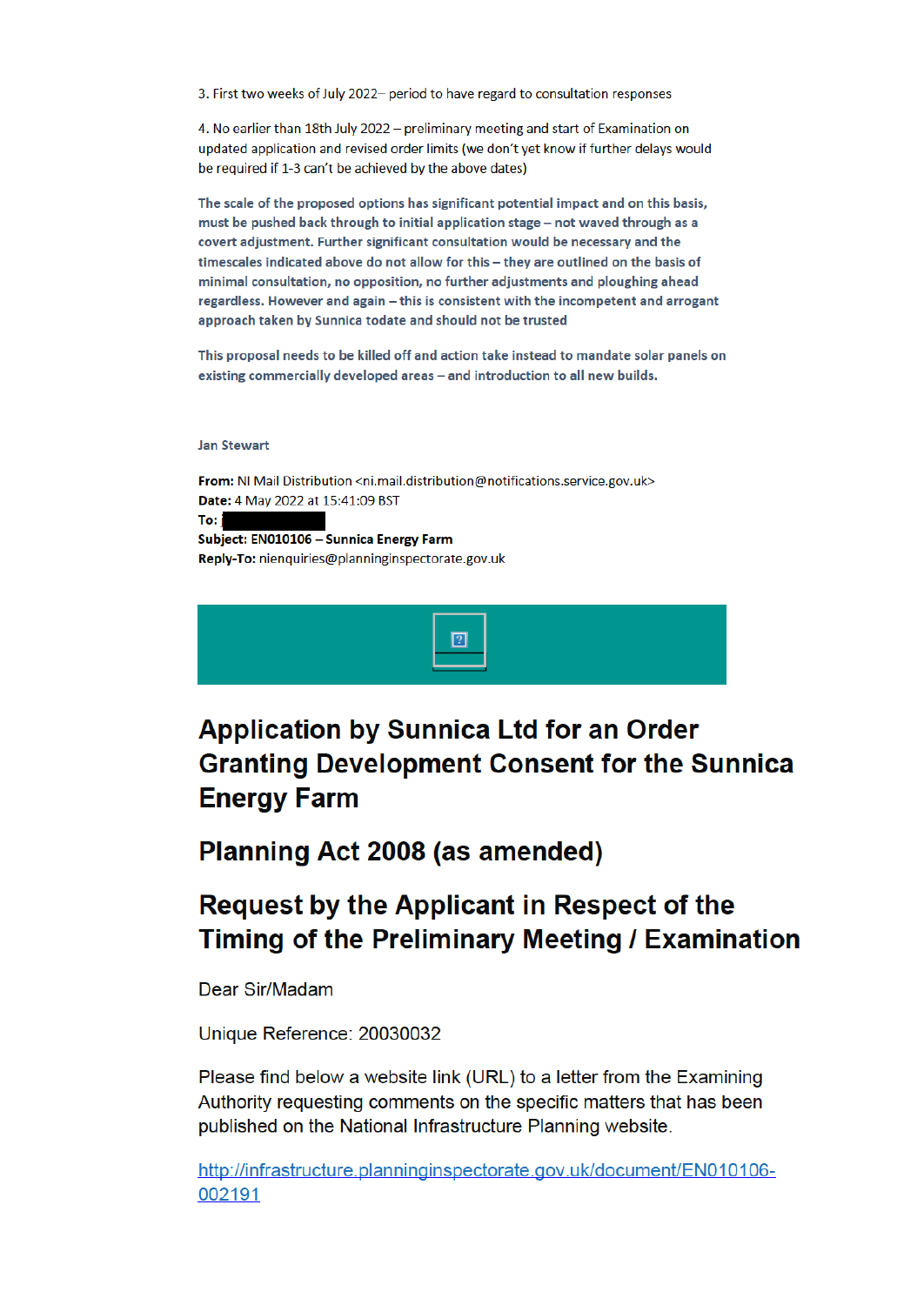3. First two weeks of July 2022– period to have regard to consultation responses

4. No earlier than 18th July 2022 – preliminary meeting and start of Examination on updated application and revised order limits (we don't yet know if further delays would be required if 1-3 can't be achieved by the above dates)

**The scale of the proposed options has significant potential impact and on this basis, must be pushed back through to initial application stage – not waved through as a covert adjustment. Further significant consultation would be necessary and the timescales indicated above do not allow for this – they are outlined on the basis of minimal consultation, no opposition, no further adjustments and ploughing ahead regardless. However and again – this is consistent with the incompetent and arrogant approach taken by Sunnica todate and should not be trusted**

**This proposal needs to be killed off and action take instead to mandate solar panels on existing commercially developed areas – and introduction to all new builds.**

**Jan Stewart**

**From:** NI Mail Distribution <ni.mail.distribution@notifications.service.gov.uk>
**Date:** 4 May 2022 at 15:41:09 BST
**To:** [redacted]
**Subject: EN010106 – Sunnica Energy Farm**
**Reply-To:** nienquiries@planninginspectorate.gov.uk

# Application by Sunnica Ltd for an Order Granting Development Consent for the Sunnica Energy Farm

# Planning Act 2008 (as amended)

# Request by the Applicant in Respect of the Timing of the Preliminary Meeting / Examination

Dear Sir/Madam

Unique Reference: 20030032

Please find below a website link (URL) to a letter from the Examining Authority requesting comments on the specific matters that has been published on the National Infrastructure Planning website.

http://infrastructure.planninginspectorate.gov.uk/document/EN010106-002191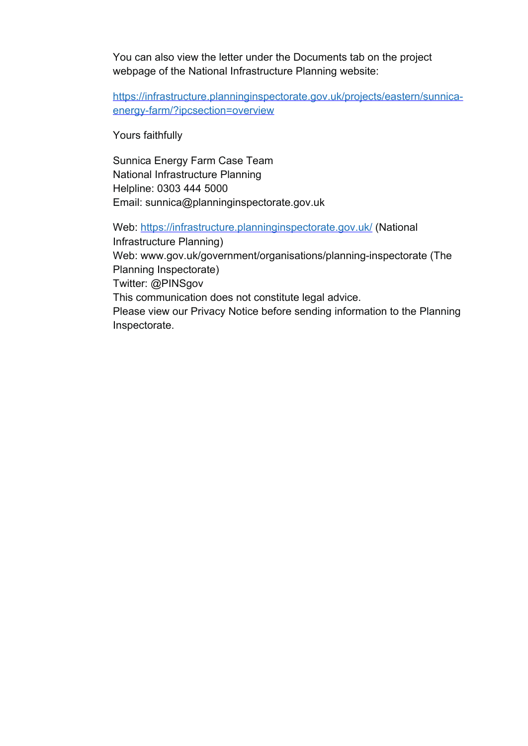You can also view the letter under the Documents tab on the project webpage of the National Infrastructure Planning website:

[https://infrastructure.planninginspectorate.gov.uk/projects/eastern/sunnica-energy-farm/?ipcsection=overview](https://infrastructure.planninginspectorate.gov.uk/projects/eastern/sunnica-energy-farm/?ipcsection=overview)

Yours faithfully

Sunnica Energy Farm Case Team
National Infrastructure Planning
Helpline: 0303 444 5000
Email: sunnica@planninginspectorate.gov.uk

Web: [https://infrastructure.planninginspectorate.gov.uk/](https://infrastructure.planninginspectorate.gov.uk/) (National Infrastructure Planning)
Web: www.gov.uk/government/organisations/planning-inspectorate (The Planning Inspectorate)
Twitter: @PINSgov
This communication does not constitute legal advice.
Please view our Privacy Notice before sending information to the Planning Inspectorate.